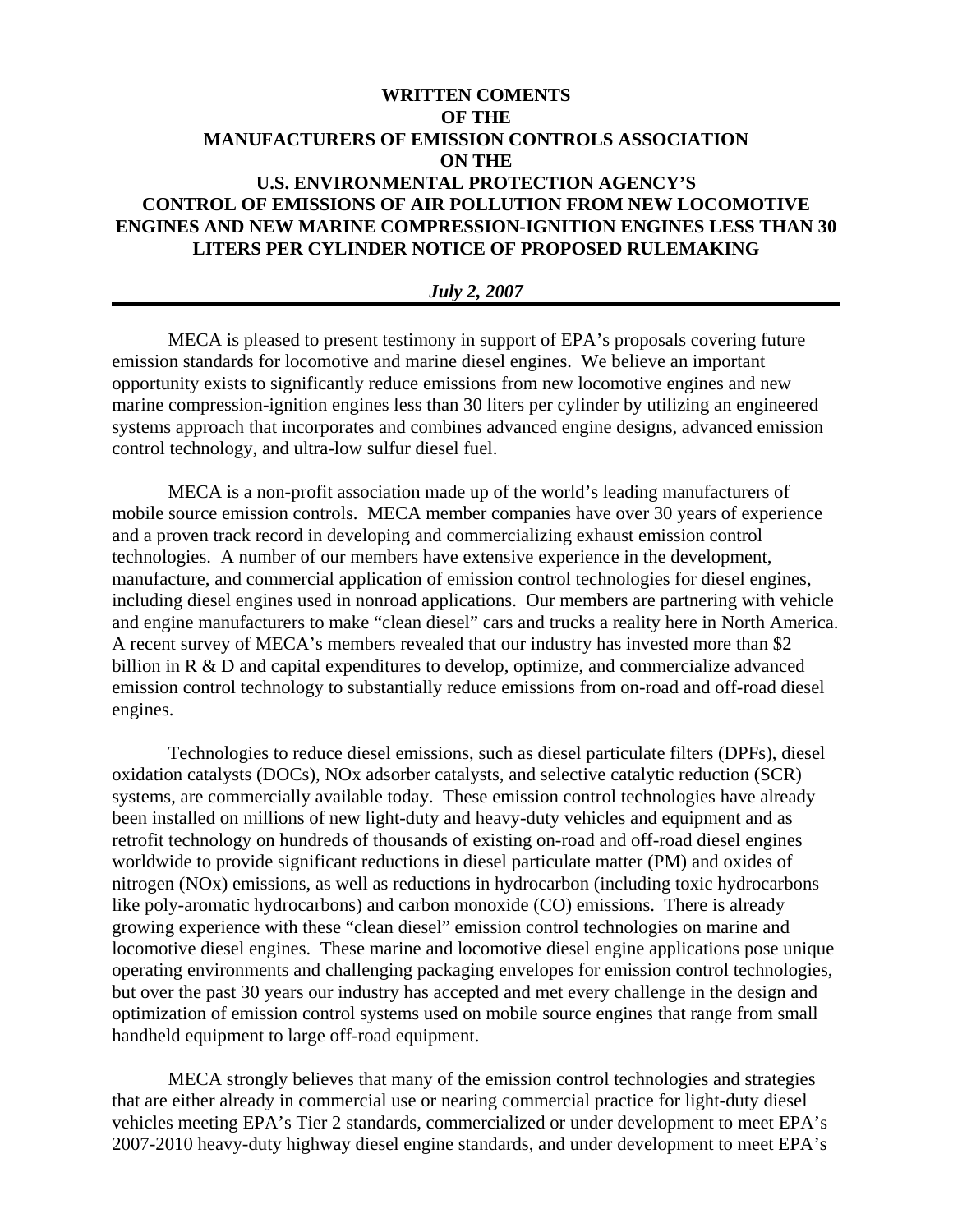# WRITTEN COMENTS OF THE MANUFACTURERS OF EMISSION CONTROLS ASSOCIATION ON THE U.S. ENVIRONMENTAL PROTECTION AGENCY'S CONTROL OF EMISSIONS OF AIR POLLUTION FROM NEW LOCOMOTIVE ENGINES AND NEW MARINE COMPRESSION-IGNITION ENGINES LESS THAN 30 LITERS PER CYLINDER NOTICE OF PROPOSED RULEMAKING

***July 2, 2007***

---

MECA is pleased to present testimony in support of EPA's proposals covering future emission standards for locomotive and marine diesel engines. We believe an important opportunity exists to significantly reduce emissions from new locomotive engines and new marine compression-ignition engines less than 30 liters per cylinder by utilizing an engineered systems approach that incorporates and combines advanced engine designs, advanced emission control technology, and ultra-low sulfur diesel fuel.

MECA is a non-profit association made up of the world's leading manufacturers of mobile source emission controls. MECA member companies have over 30 years of experience and a proven track record in developing and commercializing exhaust emission control technologies. A number of our members have extensive experience in the development, manufacture, and commercial application of emission control technologies for diesel engines, including diesel engines used in nonroad applications. Our members are partnering with vehicle and engine manufacturers to make "clean diesel" cars and trucks a reality here in North America. A recent survey of MECA's members revealed that our industry has invested more than $2 billion in R & D and capital expenditures to develop, optimize, and commercialize advanced emission control technology to substantially reduce emissions from on-road and off-road diesel engines.

Technologies to reduce diesel emissions, such as diesel particulate filters (DPFs), diesel oxidation catalysts (DOCs), NOx adsorber catalysts, and selective catalytic reduction (SCR) systems, are commercially available today. These emission control technologies have already been installed on millions of new light-duty and heavy-duty vehicles and equipment and as retrofit technology on hundreds of thousands of existing on-road and off-road diesel engines worldwide to provide significant reductions in diesel particulate matter (PM) and oxides of nitrogen (NOx) emissions, as well as reductions in hydrocarbon (including toxic hydrocarbons like poly-aromatic hydrocarbons) and carbon monoxide (CO) emissions. There is already growing experience with these "clean diesel" emission control technologies on marine and locomotive diesel engines. These marine and locomotive diesel engine applications pose unique operating environments and challenging packaging envelopes for emission control technologies, but over the past 30 years our industry has accepted and met every challenge in the design and optimization of emission control systems used on mobile source engines that range from small handheld equipment to large off-road equipment.

MECA strongly believes that many of the emission control technologies and strategies that are either already in commercial use or nearing commercial practice for light-duty diesel vehicles meeting EPA's Tier 2 standards, commercialized or under development to meet EPA's 2007-2010 heavy-duty highway diesel engine standards, and under development to meet EPA's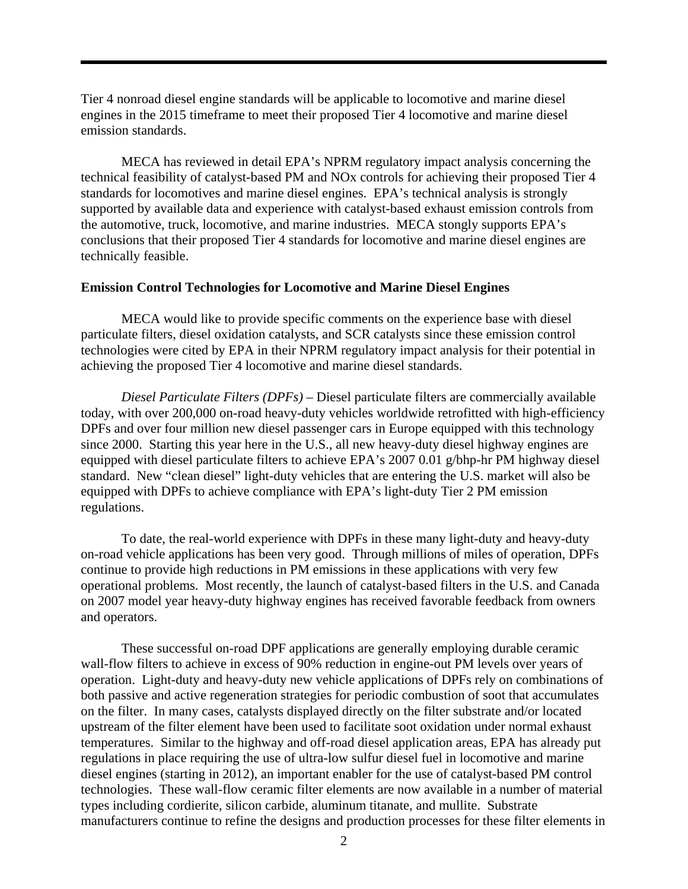Tier 4 nonroad diesel engine standards will be applicable to locomotive and marine diesel engines in the 2015 timeframe to meet their proposed Tier 4 locomotive and marine diesel emission standards.

MECA has reviewed in detail EPA's NPRM regulatory impact analysis concerning the technical feasibility of catalyst-based PM and NOx controls for achieving their proposed Tier 4 standards for locomotives and marine diesel engines. EPA's technical analysis is strongly supported by available data and experience with catalyst-based exhaust emission controls from the automotive, truck, locomotive, and marine industries. MECA stongly supports EPA's conclusions that their proposed Tier 4 standards for locomotive and marine diesel engines are technically feasible.

**Emission Control Technologies for Locomotive and Marine Diesel Engines**

MECA would like to provide specific comments on the experience base with diesel particulate filters, diesel oxidation catalysts, and SCR catalysts since these emission control technologies were cited by EPA in their NPRM regulatory impact analysis for their potential in achieving the proposed Tier 4 locomotive and marine diesel standards.

*Diesel Particulate Filters (DPFs)* – Diesel particulate filters are commercially available today, with over 200,000 on-road heavy-duty vehicles worldwide retrofitted with high-efficiency DPFs and over four million new diesel passenger cars in Europe equipped with this technology since 2000. Starting this year here in the U.S., all new heavy-duty diesel highway engines are equipped with diesel particulate filters to achieve EPA's 2007 0.01 g/bhp-hr PM highway diesel standard. New "clean diesel" light-duty vehicles that are entering the U.S. market will also be equipped with DPFs to achieve compliance with EPA's light-duty Tier 2 PM emission regulations.

To date, the real-world experience with DPFs in these many light-duty and heavy-duty on-road vehicle applications has been very good. Through millions of miles of operation, DPFs continue to provide high reductions in PM emissions in these applications with very few operational problems. Most recently, the launch of catalyst-based filters in the U.S. and Canada on 2007 model year heavy-duty highway engines has received favorable feedback from owners and operators.

These successful on-road DPF applications are generally employing durable ceramic wall-flow filters to achieve in excess of 90% reduction in engine-out PM levels over years of operation. Light-duty and heavy-duty new vehicle applications of DPFs rely on combinations of both passive and active regeneration strategies for periodic combustion of soot that accumulates on the filter. In many cases, catalysts displayed directly on the filter substrate and/or located upstream of the filter element have been used to facilitate soot oxidation under normal exhaust temperatures. Similar to the highway and off-road diesel application areas, EPA has already put regulations in place requiring the use of ultra-low sulfur diesel fuel in locomotive and marine diesel engines (starting in 2012), an important enabler for the use of catalyst-based PM control technologies. These wall-flow ceramic filter elements are now available in a number of material types including cordierite, silicon carbide, aluminum titanate, and mullite. Substrate manufacturers continue to refine the designs and production processes for these filter elements in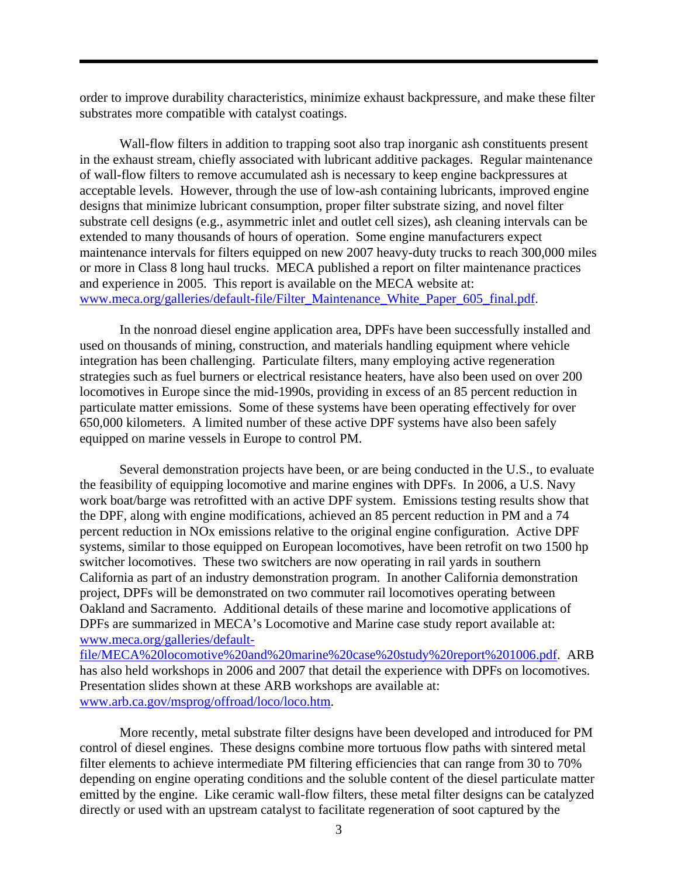order to improve durability characteristics, minimize exhaust backpressure, and make these filter substrates more compatible with catalyst coatings.

Wall-flow filters in addition to trapping soot also trap inorganic ash constituents present in the exhaust stream, chiefly associated with lubricant additive packages. Regular maintenance of wall-flow filters to remove accumulated ash is necessary to keep engine backpressures at acceptable levels. However, through the use of low-ash containing lubricants, improved engine designs that minimize lubricant consumption, proper filter substrate sizing, and novel filter substrate cell designs (e.g., asymmetric inlet and outlet cell sizes), ash cleaning intervals can be extended to many thousands of hours of operation. Some engine manufacturers expect maintenance intervals for filters equipped on new 2007 heavy-duty trucks to reach 300,000 miles or more in Class 8 long haul trucks. MECA published a report on filter maintenance practices and experience in 2005. This report is available on the MECA website at: www.meca.org/galleries/default-file/Filter_Maintenance_White_Paper_605_final.pdf.

In the nonroad diesel engine application area, DPFs have been successfully installed and used on thousands of mining, construction, and materials handling equipment where vehicle integration has been challenging. Particulate filters, many employing active regeneration strategies such as fuel burners or electrical resistance heaters, have also been used on over 200 locomotives in Europe since the mid-1990s, providing in excess of an 85 percent reduction in particulate matter emissions. Some of these systems have been operating effectively for over 650,000 kilometers. A limited number of these active DPF systems have also been safely equipped on marine vessels in Europe to control PM.

Several demonstration projects have been, or are being conducted in the U.S., to evaluate the feasibility of equipping locomotive and marine engines with DPFs. In 2006, a U.S. Navy work boat/barge was retrofitted with an active DPF system. Emissions testing results show that the DPF, along with engine modifications, achieved an 85 percent reduction in PM and a 74 percent reduction in NOx emissions relative to the original engine configuration. Active DPF systems, similar to those equipped on European locomotives, have been retrofit on two 1500 hp switcher locomotives. These two switchers are now operating in rail yards in southern California as part of an industry demonstration program. In another California demonstration project, DPFs will be demonstrated on two commuter rail locomotives operating between Oakland and Sacramento. Additional details of these marine and locomotive applications of DPFs are summarized in MECA's Locomotive and Marine case study report available at: www.meca.org/galleries/default-file/MECA%20locomotive%20and%20marine%20case%20study%20report%201006.pdf. ARB has also held workshops in 2006 and 2007 that detail the experience with DPFs on locomotives. Presentation slides shown at these ARB workshops are available at: www.arb.ca.gov/msprog/offroad/loco/loco.htm.

More recently, metal substrate filter designs have been developed and introduced for PM control of diesel engines. These designs combine more tortuous flow paths with sintered metal filter elements to achieve intermediate PM filtering efficiencies that can range from 30 to 70% depending on engine operating conditions and the soluble content of the diesel particulate matter emitted by the engine. Like ceramic wall-flow filters, these metal filter designs can be catalyzed directly or used with an upstream catalyst to facilitate regeneration of soot captured by the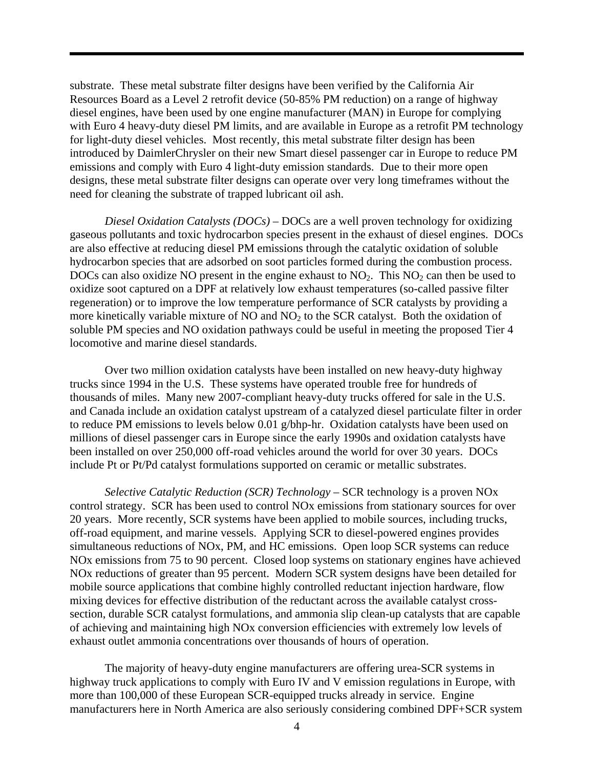substrate. These metal substrate filter designs have been verified by the California Air Resources Board as a Level 2 retrofit device (50-85% PM reduction) on a range of highway diesel engines, have been used by one engine manufacturer (MAN) in Europe for complying with Euro 4 heavy-duty diesel PM limits, and are available in Europe as a retrofit PM technology for light-duty diesel vehicles. Most recently, this metal substrate filter design has been introduced by DaimlerChrysler on their new Smart diesel passenger car in Europe to reduce PM emissions and comply with Euro 4 light-duty emission standards. Due to their more open designs, these metal substrate filter designs can operate over very long timeframes without the need for cleaning the substrate of trapped lubricant oil ash.

*Diesel Oxidation Catalysts (DOCs)* – DOCs are a well proven technology for oxidizing gaseous pollutants and toxic hydrocarbon species present in the exhaust of diesel engines. DOCs are also effective at reducing diesel PM emissions through the catalytic oxidation of soluble hydrocarbon species that are adsorbed on soot particles formed during the combustion process. DOCs can also oxidize NO present in the engine exhaust to $NO_2$. This $NO_2$ can then be used to oxidize soot captured on a DPF at relatively low exhaust temperatures (so-called passive filter regeneration) or to improve the low temperature performance of SCR catalysts by providing a more kinetically variable mixture of NO and $NO_2$ to the SCR catalyst. Both the oxidation of soluble PM species and NO oxidation pathways could be useful in meeting the proposed Tier 4 locomotive and marine diesel standards.

Over two million oxidation catalysts have been installed on new heavy-duty highway trucks since 1994 in the U.S. These systems have operated trouble free for hundreds of thousands of miles. Many new 2007-compliant heavy-duty trucks offered for sale in the U.S. and Canada include an oxidation catalyst upstream of a catalyzed diesel particulate filter in order to reduce PM emissions to levels below 0.01 g/bhp-hr. Oxidation catalysts have been used on millions of diesel passenger cars in Europe since the early 1990s and oxidation catalysts have been installed on over 250,000 off-road vehicles around the world for over 30 years. DOCs include Pt or Pt/Pd catalyst formulations supported on ceramic or metallic substrates.

*Selective Catalytic Reduction (SCR) Technology* – SCR technology is a proven NOx control strategy. SCR has been used to control NOx emissions from stationary sources for over 20 years. More recently, SCR systems have been applied to mobile sources, including trucks, off-road equipment, and marine vessels. Applying SCR to diesel-powered engines provides simultaneous reductions of NOx, PM, and HC emissions. Open loop SCR systems can reduce NOx emissions from 75 to 90 percent. Closed loop systems on stationary engines have achieved NOx reductions of greater than 95 percent. Modern SCR system designs have been detailed for mobile source applications that combine highly controlled reductant injection hardware, flow mixing devices for effective distribution of the reductant across the available catalyst cross-section, durable SCR catalyst formulations, and ammonia slip clean-up catalysts that are capable of achieving and maintaining high NOx conversion efficiencies with extremely low levels of exhaust outlet ammonia concentrations over thousands of hours of operation.

The majority of heavy-duty engine manufacturers are offering urea-SCR systems in highway truck applications to comply with Euro IV and V emission regulations in Europe, with more than 100,000 of these European SCR-equipped trucks already in service. Engine manufacturers here in North America are also seriously considering combined DPF+SCR system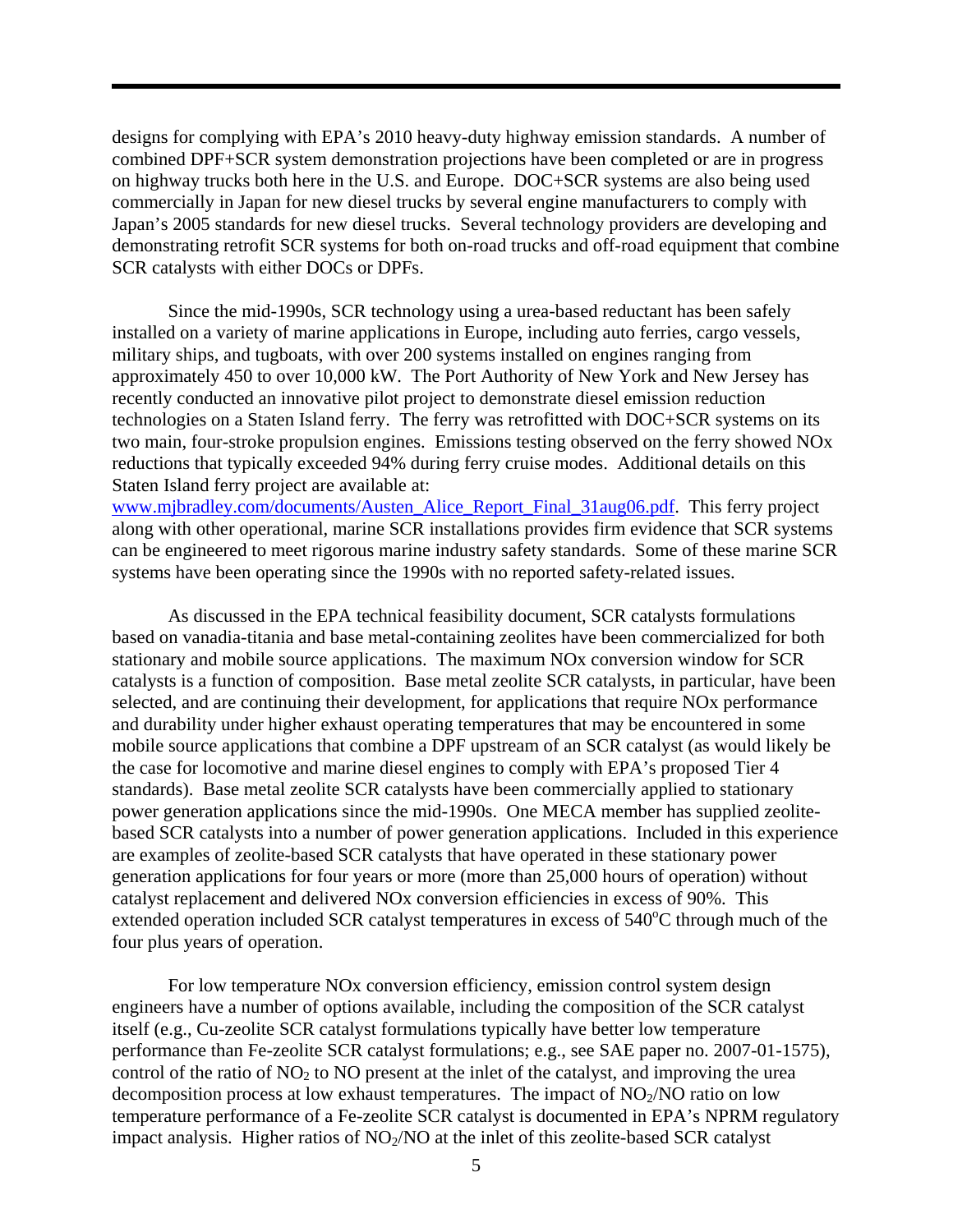designs for complying with EPA's 2010 heavy-duty highway emission standards. A number of combined DPF+SCR system demonstration projections have been completed or are in progress on highway trucks both here in the U.S. and Europe. DOC+SCR systems are also being used commercially in Japan for new diesel trucks by several engine manufacturers to comply with Japan's 2005 standards for new diesel trucks. Several technology providers are developing and demonstrating retrofit SCR systems for both on-road trucks and off-road equipment that combine SCR catalysts with either DOCs or DPFs.

Since the mid-1990s, SCR technology using a urea-based reductant has been safely installed on a variety of marine applications in Europe, including auto ferries, cargo vessels, military ships, and tugboats, with over 200 systems installed on engines ranging from approximately 450 to over 10,000 kW. The Port Authority of New York and New Jersey has recently conducted an innovative pilot project to demonstrate diesel emission reduction technologies on a Staten Island ferry. The ferry was retrofitted with DOC+SCR systems on its two main, four-stroke propulsion engines. Emissions testing observed on the ferry showed NOx reductions that typically exceeded 94% during ferry cruise modes. Additional details on this Staten Island ferry project are available at: [www.mjbradley.com/documents/Austen_Alice_Report_Final_31aug06.pdf](www.mjbradley.com/documents/Austen_Alice_Report_Final_31aug06.pdf). This ferry project along with other operational, marine SCR installations provides firm evidence that SCR systems can be engineered to meet rigorous marine industry safety standards. Some of these marine SCR systems have been operating since the 1990s with no reported safety-related issues.

As discussed in the EPA technical feasibility document, SCR catalysts formulations based on vanadia-titania and base metal-containing zeolites have been commercialized for both stationary and mobile source applications. The maximum NOx conversion window for SCR catalysts is a function of composition. Base metal zeolite SCR catalysts, in particular, have been selected, and are continuing their development, for applications that require NOx performance and durability under higher exhaust operating temperatures that may be encountered in some mobile source applications that combine a DPF upstream of an SCR catalyst (as would likely be the case for locomotive and marine diesel engines to comply with EPA's proposed Tier 4 standards). Base metal zeolite SCR catalysts have been commercially applied to stationary power generation applications since the mid-1990s. One MECA member has supplied zeolite-based SCR catalysts into a number of power generation applications. Included in this experience are examples of zeolite-based SCR catalysts that have operated in these stationary power generation applications for four years or more (more than 25,000 hours of operation) without catalyst replacement and delivered NOx conversion efficiencies in excess of 90%. This extended operation included SCR catalyst temperatures in excess of 540°C through much of the four plus years of operation.

For low temperature NOx conversion efficiency, emission control system design engineers have a number of options available, including the composition of the SCR catalyst itself (e.g., Cu-zeolite SCR catalyst formulations typically have better low temperature performance than Fe-zeolite SCR catalyst formulations; e.g., see SAE paper no. 2007-01-1575), control of the ratio of $NO_2$ to NO present at the inlet of the catalyst, and improving the urea decomposition process at low exhaust temperatures. The impact of $NO_2$/NO ratio on low temperature performance of a Fe-zeolite SCR catalyst is documented in EPA's NPRM regulatory impact analysis. Higher ratios of $NO_2$/NO at the inlet of this zeolite-based SCR catalyst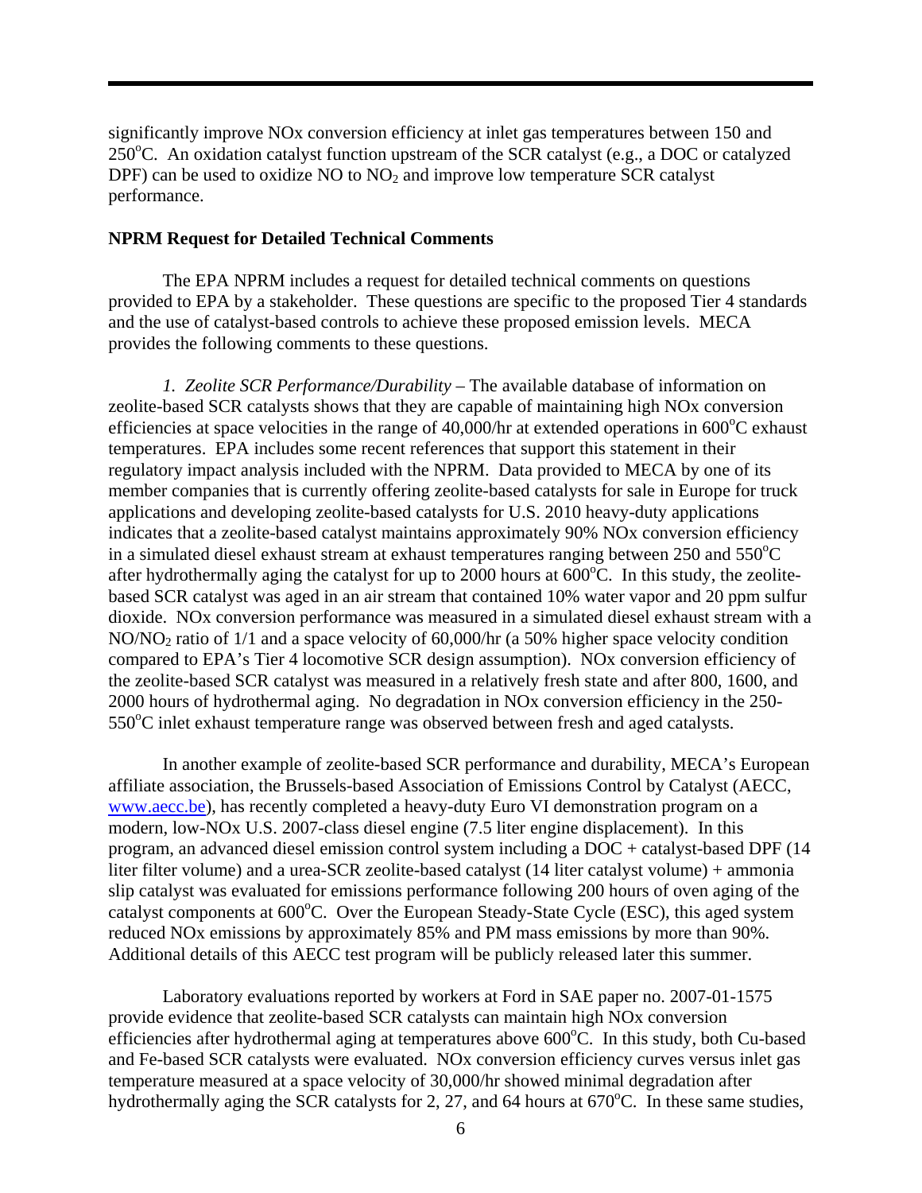significantly improve NOx conversion efficiency at inlet gas temperatures between 150 and 250°C. An oxidation catalyst function upstream of the SCR catalyst (e.g., a DOC or catalyzed DPF) can be used to oxidize NO to $NO_2$ and improve low temperature SCR catalyst performance.

**NPRM Request for Detailed Technical Comments**

The EPA NPRM includes a request for detailed technical comments on questions provided to EPA by a stakeholder. These questions are specific to the proposed Tier 4 standards and the use of catalyst-based controls to achieve these proposed emission levels. MECA provides the following comments to these questions.

*1. Zeolite SCR Performance/Durability* – The available database of information on zeolite-based SCR catalysts shows that they are capable of maintaining high NOx conversion efficiencies at space velocities in the range of 40,000/hr at extended operations in 600°C exhaust temperatures. EPA includes some recent references that support this statement in their regulatory impact analysis included with the NPRM. Data provided to MECA by one of its member companies that is currently offering zeolite-based catalysts for sale in Europe for truck applications and developing zeolite-based catalysts for U.S. 2010 heavy-duty applications indicates that a zeolite-based catalyst maintains approximately 90% NOx conversion efficiency in a simulated diesel exhaust stream at exhaust temperatures ranging between 250 and 550°C after hydrothermally aging the catalyst for up to 2000 hours at 600°C. In this study, the zeolite-based SCR catalyst was aged in an air stream that contained 10% water vapor and 20 ppm sulfur dioxide. NOx conversion performance was measured in a simulated diesel exhaust stream with a $NO/NO_2$ ratio of 1/1 and a space velocity of 60,000/hr (a 50% higher space velocity condition compared to EPA's Tier 4 locomotive SCR design assumption). NOx conversion efficiency of the zeolite-based SCR catalyst was measured in a relatively fresh state and after 800, 1600, and 2000 hours of hydrothermal aging. No degradation in NOx conversion efficiency in the 250-550°C inlet exhaust temperature range was observed between fresh and aged catalysts.

In another example of zeolite-based SCR performance and durability, MECA's European affiliate association, the Brussels-based Association of Emissions Control by Catalyst (AECC, www.aecc.be), has recently completed a heavy-duty Euro VI demonstration program on a modern, low-NOx U.S. 2007-class diesel engine (7.5 liter engine displacement). In this program, an advanced diesel emission control system including a DOC + catalyst-based DPF (14 liter filter volume) and a urea-SCR zeolite-based catalyst (14 liter catalyst volume) + ammonia slip catalyst was evaluated for emissions performance following 200 hours of oven aging of the catalyst components at 600°C. Over the European Steady-State Cycle (ESC), this aged system reduced NOx emissions by approximately 85% and PM mass emissions by more than 90%. Additional details of this AECC test program will be publicly released later this summer.

Laboratory evaluations reported by workers at Ford in SAE paper no. 2007-01-1575 provide evidence that zeolite-based SCR catalysts can maintain high NOx conversion efficiencies after hydrothermal aging at temperatures above 600°C. In this study, both Cu-based and Fe-based SCR catalysts were evaluated. NOx conversion efficiency curves versus inlet gas temperature measured at a space velocity of 30,000/hr showed minimal degradation after hydrothermally aging the SCR catalysts for 2, 27, and 64 hours at 670°C. In these same studies,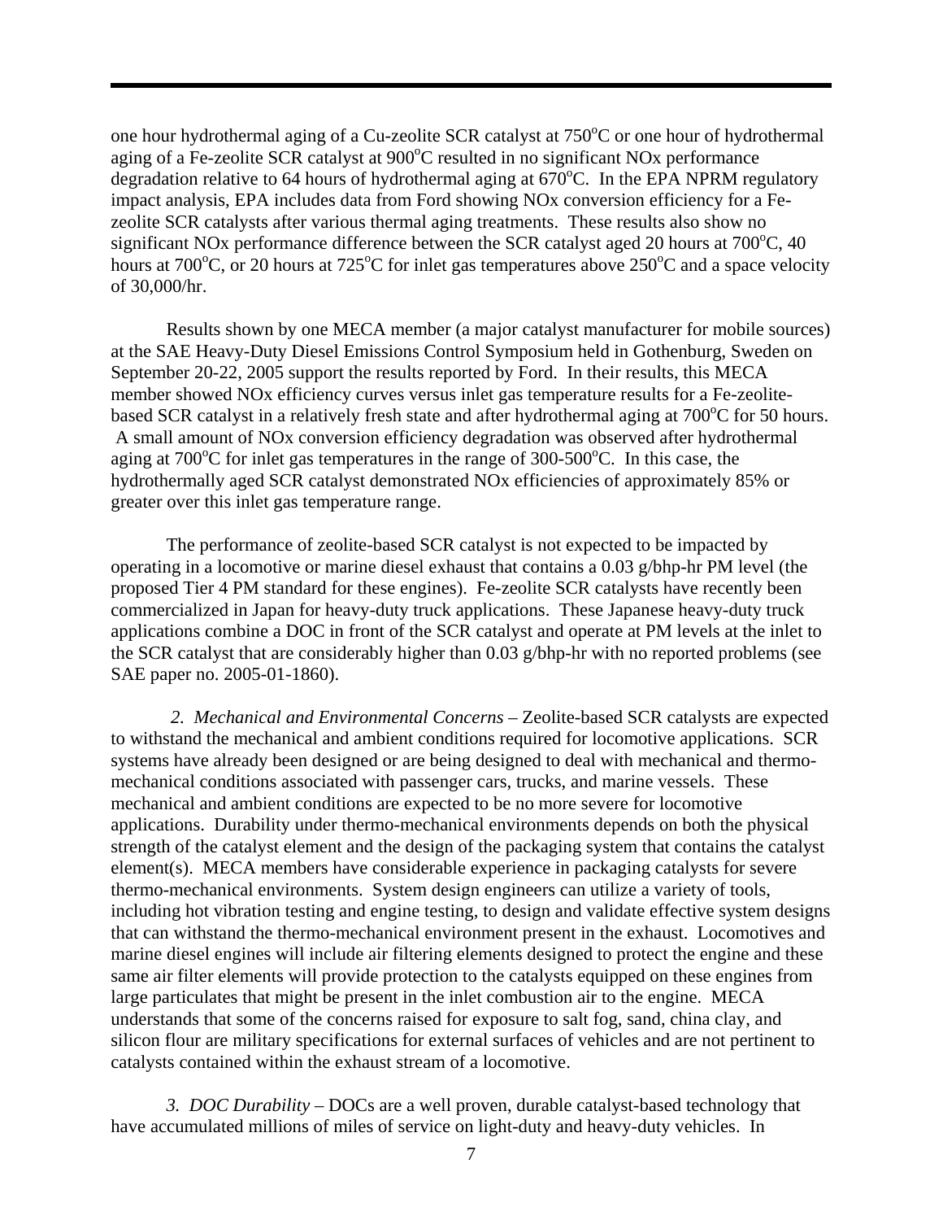one hour hydrothermal aging of a Cu-zeolite SCR catalyst at 750°C or one hour of hydrothermal aging of a Fe-zeolite SCR catalyst at 900°C resulted in no significant NOx performance degradation relative to 64 hours of hydrothermal aging at 670°C. In the EPA NPRM regulatory impact analysis, EPA includes data from Ford showing NOx conversion efficiency for a Fe-zeolite SCR catalysts after various thermal aging treatments. These results also show no significant NOx performance difference between the SCR catalyst aged 20 hours at 700°C, 40 hours at 700°C, or 20 hours at 725°C for inlet gas temperatures above 250°C and a space velocity of 30,000/hr.

Results shown by one MECA member (a major catalyst manufacturer for mobile sources) at the SAE Heavy-Duty Diesel Emissions Control Symposium held in Gothenburg, Sweden on September 20-22, 2005 support the results reported by Ford. In their results, this MECA member showed NOx efficiency curves versus inlet gas temperature results for a Fe-zeolite-based SCR catalyst in a relatively fresh state and after hydrothermal aging at 700°C for 50 hours. A small amount of NOx conversion efficiency degradation was observed after hydrothermal aging at 700°C for inlet gas temperatures in the range of 300-500°C. In this case, the hydrothermally aged SCR catalyst demonstrated NOx efficiencies of approximately 85% or greater over this inlet gas temperature range.

The performance of zeolite-based SCR catalyst is not expected to be impacted by operating in a locomotive or marine diesel exhaust that contains a 0.03 g/bhp-hr PM level (the proposed Tier 4 PM standard for these engines). Fe-zeolite SCR catalysts have recently been commercialized in Japan for heavy-duty truck applications. These Japanese heavy-duty truck applications combine a DOC in front of the SCR catalyst and operate at PM levels at the inlet to the SCR catalyst that are considerably higher than 0.03 g/bhp-hr with no reported problems (see SAE paper no. 2005-01-1860).

*2. Mechanical and Environmental Concerns* – Zeolite-based SCR catalysts are expected to withstand the mechanical and ambient conditions required for locomotive applications. SCR systems have already been designed or are being designed to deal with mechanical and thermo-mechanical conditions associated with passenger cars, trucks, and marine vessels. These mechanical and ambient conditions are expected to be no more severe for locomotive applications. Durability under thermo-mechanical environments depends on both the physical strength of the catalyst element and the design of the packaging system that contains the catalyst element(s). MECA members have considerable experience in packaging catalysts for severe thermo-mechanical environments. System design engineers can utilize a variety of tools, including hot vibration testing and engine testing, to design and validate effective system designs that can withstand the thermo-mechanical environment present in the exhaust. Locomotives and marine diesel engines will include air filtering elements designed to protect the engine and these same air filter elements will provide protection to the catalysts equipped on these engines from large particulates that might be present in the inlet combustion air to the engine. MECA understands that some of the concerns raised for exposure to salt fog, sand, china clay, and silicon flour are military specifications for external surfaces of vehicles and are not pertinent to catalysts contained within the exhaust stream of a locomotive.

*3. DOC Durability* – DOCs are a well proven, durable catalyst-based technology that have accumulated millions of miles of service on light-duty and heavy-duty vehicles. In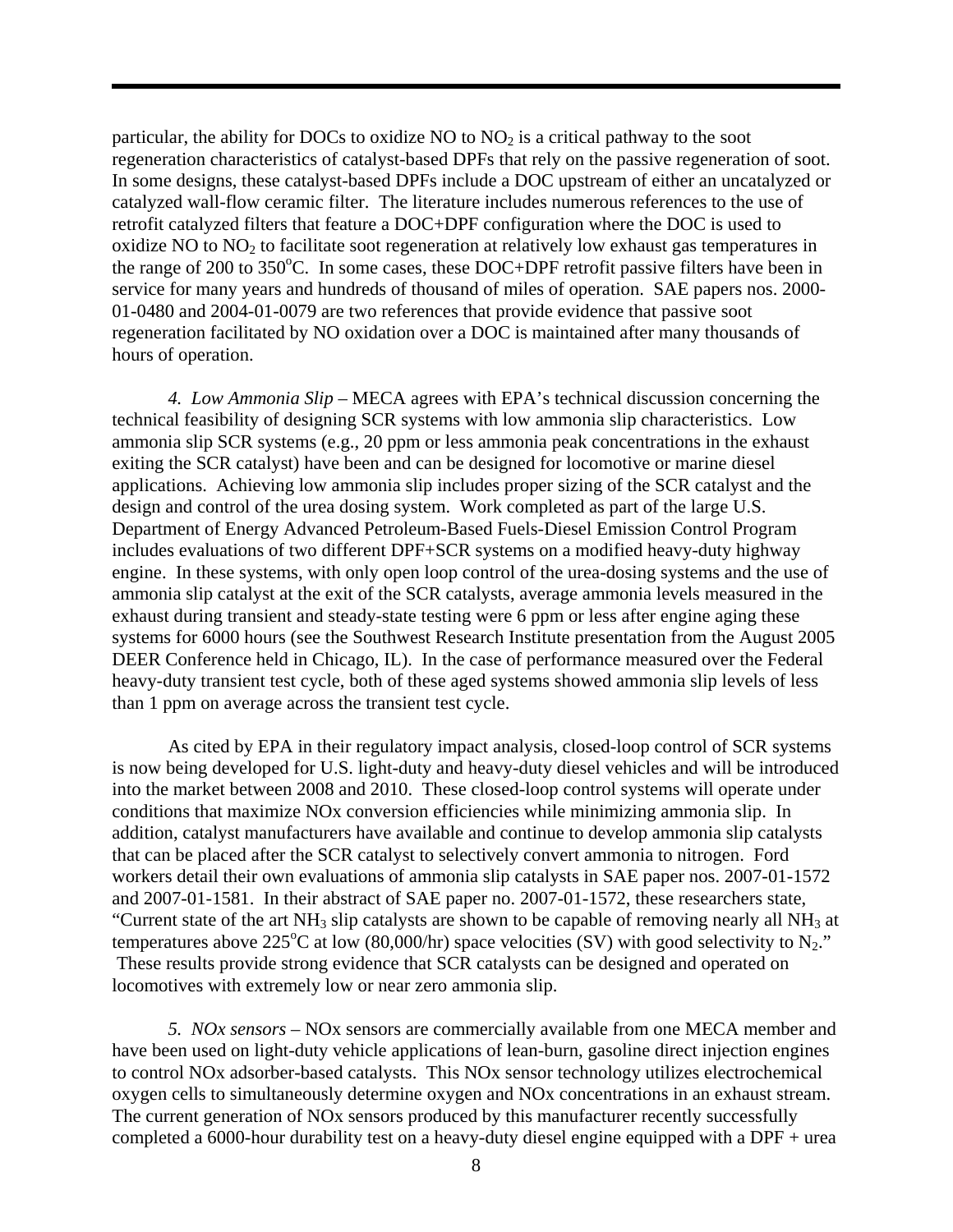particular, the ability for DOCs to oxidize NO to $NO_2$ is a critical pathway to the soot regeneration characteristics of catalyst-based DPFs that rely on the passive regeneration of soot. In some designs, these catalyst-based DPFs include a DOC upstream of either an uncatalyzed or catalyzed wall-flow ceramic filter. The literature includes numerous references to the use of retrofit catalyzed filters that feature a DOC+DPF configuration where the DOC is used to oxidize NO to $NO_2$ to facilitate soot regeneration at relatively low exhaust gas temperatures in the range of 200 to 350°C. In some cases, these DOC+DPF retrofit passive filters have been in service for many years and hundreds of thousand of miles of operation. SAE papers nos. 2000-01-0480 and 2004-01-0079 are two references that provide evidence that passive soot regeneration facilitated by NO oxidation over a DOC is maintained after many thousands of hours of operation.

*4. Low Ammonia Slip* – MECA agrees with EPA's technical discussion concerning the technical feasibility of designing SCR systems with low ammonia slip characteristics. Low ammonia slip SCR systems (e.g., 20 ppm or less ammonia peak concentrations in the exhaust exiting the SCR catalyst) have been and can be designed for locomotive or marine diesel applications. Achieving low ammonia slip includes proper sizing of the SCR catalyst and the design and control of the urea dosing system. Work completed as part of the large U.S. Department of Energy Advanced Petroleum-Based Fuels-Diesel Emission Control Program includes evaluations of two different DPF+SCR systems on a modified heavy-duty highway engine. In these systems, with only open loop control of the urea-dosing systems and the use of ammonia slip catalyst at the exit of the SCR catalysts, average ammonia levels measured in the exhaust during transient and steady-state testing were 6 ppm or less after engine aging these systems for 6000 hours (see the Southwest Research Institute presentation from the August 2005 DEER Conference held in Chicago, IL). In the case of performance measured over the Federal heavy-duty transient test cycle, both of these aged systems showed ammonia slip levels of less than 1 ppm on average across the transient test cycle.

As cited by EPA in their regulatory impact analysis, closed-loop control of SCR systems is now being developed for U.S. light-duty and heavy-duty diesel vehicles and will be introduced into the market between 2008 and 2010. These closed-loop control systems will operate under conditions that maximize NOx conversion efficiencies while minimizing ammonia slip. In addition, catalyst manufacturers have available and continue to develop ammonia slip catalysts that can be placed after the SCR catalyst to selectively convert ammonia to nitrogen. Ford workers detail their own evaluations of ammonia slip catalysts in SAE paper nos. 2007-01-1572 and 2007-01-1581. In their abstract of SAE paper no. 2007-01-1572, these researchers state, "Current state of the art $NH_3$ slip catalysts are shown to be capable of removing nearly all $NH_3$ at temperatures above 225°C at low (80,000/hr) space velocities (SV) with good selectivity to $N_2$." These results provide strong evidence that SCR catalysts can be designed and operated on locomotives with extremely low or near zero ammonia slip.

*5. NOx sensors* – NOx sensors are commercially available from one MECA member and have been used on light-duty vehicle applications of lean-burn, gasoline direct injection engines to control NOx adsorber-based catalysts. This NOx sensor technology utilizes electrochemical oxygen cells to simultaneously determine oxygen and NOx concentrations in an exhaust stream. The current generation of NOx sensors produced by this manufacturer recently successfully completed a 6000-hour durability test on a heavy-duty diesel engine equipped with a DPF + urea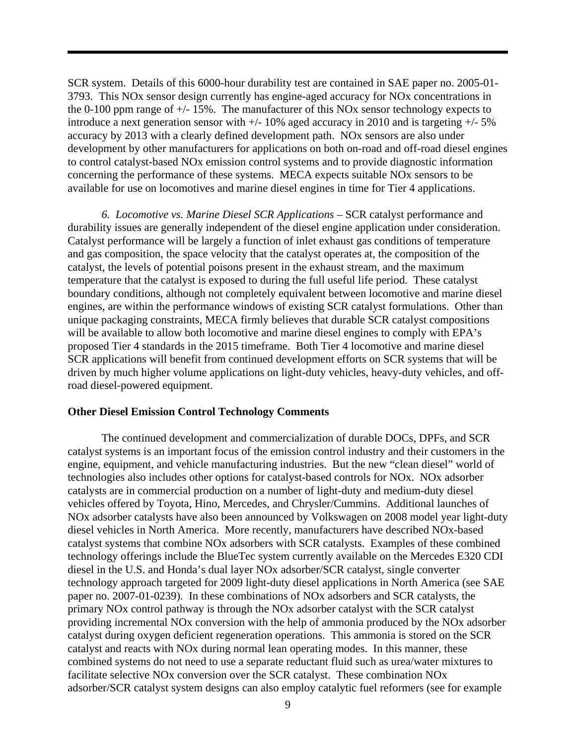SCR system. Details of this 6000-hour durability test are contained in SAE paper no. 2005-01-3793. This NOx sensor design currently has engine-aged accuracy for NOx concentrations in the 0-100 ppm range of +/- 15%. The manufacturer of this NOx sensor technology expects to introduce a next generation sensor with +/- 10% aged accuracy in 2010 and is targeting +/- 5% accuracy by 2013 with a clearly defined development path. NOx sensors are also under development by other manufacturers for applications on both on-road and off-road diesel engines to control catalyst-based NOx emission control systems and to provide diagnostic information concerning the performance of these systems. MECA expects suitable NOx sensors to be available for use on locomotives and marine diesel engines in time for Tier 4 applications.

*6. Locomotive vs. Marine Diesel SCR Applications* – SCR catalyst performance and durability issues are generally independent of the diesel engine application under consideration. Catalyst performance will be largely a function of inlet exhaust gas conditions of temperature and gas composition, the space velocity that the catalyst operates at, the composition of the catalyst, the levels of potential poisons present in the exhaust stream, and the maximum temperature that the catalyst is exposed to during the full useful life period. These catalyst boundary conditions, although not completely equivalent between locomotive and marine diesel engines, are within the performance windows of existing SCR catalyst formulations. Other than unique packaging constraints, MECA firmly believes that durable SCR catalyst compositions will be available to allow both locomotive and marine diesel engines to comply with EPA's proposed Tier 4 standards in the 2015 timeframe. Both Tier 4 locomotive and marine diesel SCR applications will benefit from continued development efforts on SCR systems that will be driven by much higher volume applications on light-duty vehicles, heavy-duty vehicles, and off-road diesel-powered equipment.

**Other Diesel Emission Control Technology Comments**

The continued development and commercialization of durable DOCs, DPFs, and SCR catalyst systems is an important focus of the emission control industry and their customers in the engine, equipment, and vehicle manufacturing industries. But the new "clean diesel" world of technologies also includes other options for catalyst-based controls for NOx. NOx adsorber catalysts are in commercial production on a number of light-duty and medium-duty diesel vehicles offered by Toyota, Hino, Mercedes, and Chrysler/Cummins. Additional launches of NOx adsorber catalysts have also been announced by Volkswagen on 2008 model year light-duty diesel vehicles in North America. More recently, manufacturers have described NOx-based catalyst systems that combine NOx adsorbers with SCR catalysts. Examples of these combined technology offerings include the BlueTec system currently available on the Mercedes E320 CDI diesel in the U.S. and Honda's dual layer NOx adsorber/SCR catalyst, single converter technology approach targeted for 2009 light-duty diesel applications in North America (see SAE paper no. 2007-01-0239). In these combinations of NOx adsorbers and SCR catalysts, the primary NOx control pathway is through the NOx adsorber catalyst with the SCR catalyst providing incremental NOx conversion with the help of ammonia produced by the NOx adsorber catalyst during oxygen deficient regeneration operations. This ammonia is stored on the SCR catalyst and reacts with NOx during normal lean operating modes. In this manner, these combined systems do not need to use a separate reductant fluid such as urea/water mixtures to facilitate selective NOx conversion over the SCR catalyst. These combination NOx adsorber/SCR catalyst system designs can also employ catalytic fuel reformers (see for example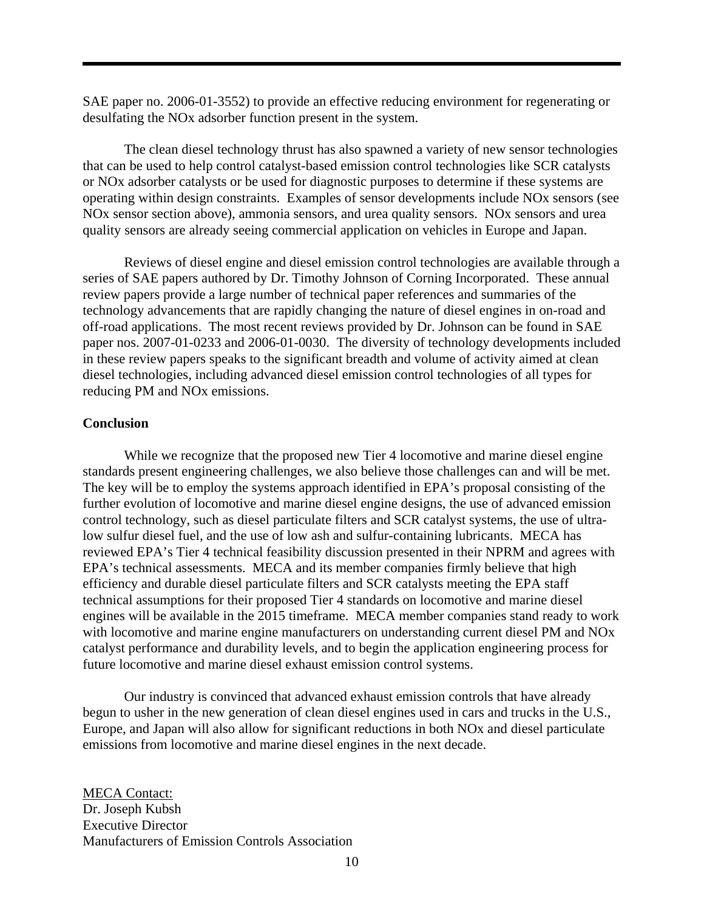SAE paper no. 2006-01-3552) to provide an effective reducing environment for regenerating or desulfating the NOx adsorber function present in the system.

The clean diesel technology thrust has also spawned a variety of new sensor technologies that can be used to help control catalyst-based emission control technologies like SCR catalysts or NOx adsorber catalysts or be used for diagnostic purposes to determine if these systems are operating within design constraints. Examples of sensor developments include NOx sensors (see NOx sensor section above), ammonia sensors, and urea quality sensors. NOx sensors and urea quality sensors are already seeing commercial application on vehicles in Europe and Japan.

Reviews of diesel engine and diesel emission control technologies are available through a series of SAE papers authored by Dr. Timothy Johnson of Corning Incorporated. These annual review papers provide a large number of technical paper references and summaries of the technology advancements that are rapidly changing the nature of diesel engines in on-road and off-road applications. The most recent reviews provided by Dr. Johnson can be found in SAE paper nos. 2007-01-0233 and 2006-01-0030. The diversity of technology developments included in these review papers speaks to the significant breadth and volume of activity aimed at clean diesel technologies, including advanced diesel emission control technologies of all types for reducing PM and NOx emissions.

**Conclusion**

While we recognize that the proposed new Tier 4 locomotive and marine diesel engine standards present engineering challenges, we also believe those challenges can and will be met. The key will be to employ the systems approach identified in EPA's proposal consisting of the further evolution of locomotive and marine diesel engine designs, the use of advanced emission control technology, such as diesel particulate filters and SCR catalyst systems, the use of ultra-low sulfur diesel fuel, and the use of low ash and sulfur-containing lubricants. MECA has reviewed EPA's Tier 4 technical feasibility discussion presented in their NPRM and agrees with EPA's technical assessments. MECA and its member companies firmly believe that high efficiency and durable diesel particulate filters and SCR catalysts meeting the EPA staff technical assumptions for their proposed Tier 4 standards on locomotive and marine diesel engines will be available in the 2015 timeframe. MECA member companies stand ready to work with locomotive and marine engine manufacturers on understanding current diesel PM and NOx catalyst performance and durability levels, and to begin the application engineering process for future locomotive and marine diesel exhaust emission control systems.

Our industry is convinced that advanced exhaust emission controls that have already begun to usher in the new generation of clean diesel engines used in cars and trucks in the U.S., Europe, and Japan will also allow for significant reductions in both NOx and diesel particulate emissions from locomotive and marine diesel engines in the next decade.

MECA Contact:
Dr. Joseph Kubsh
Executive Director
Manufacturers of Emission Controls Association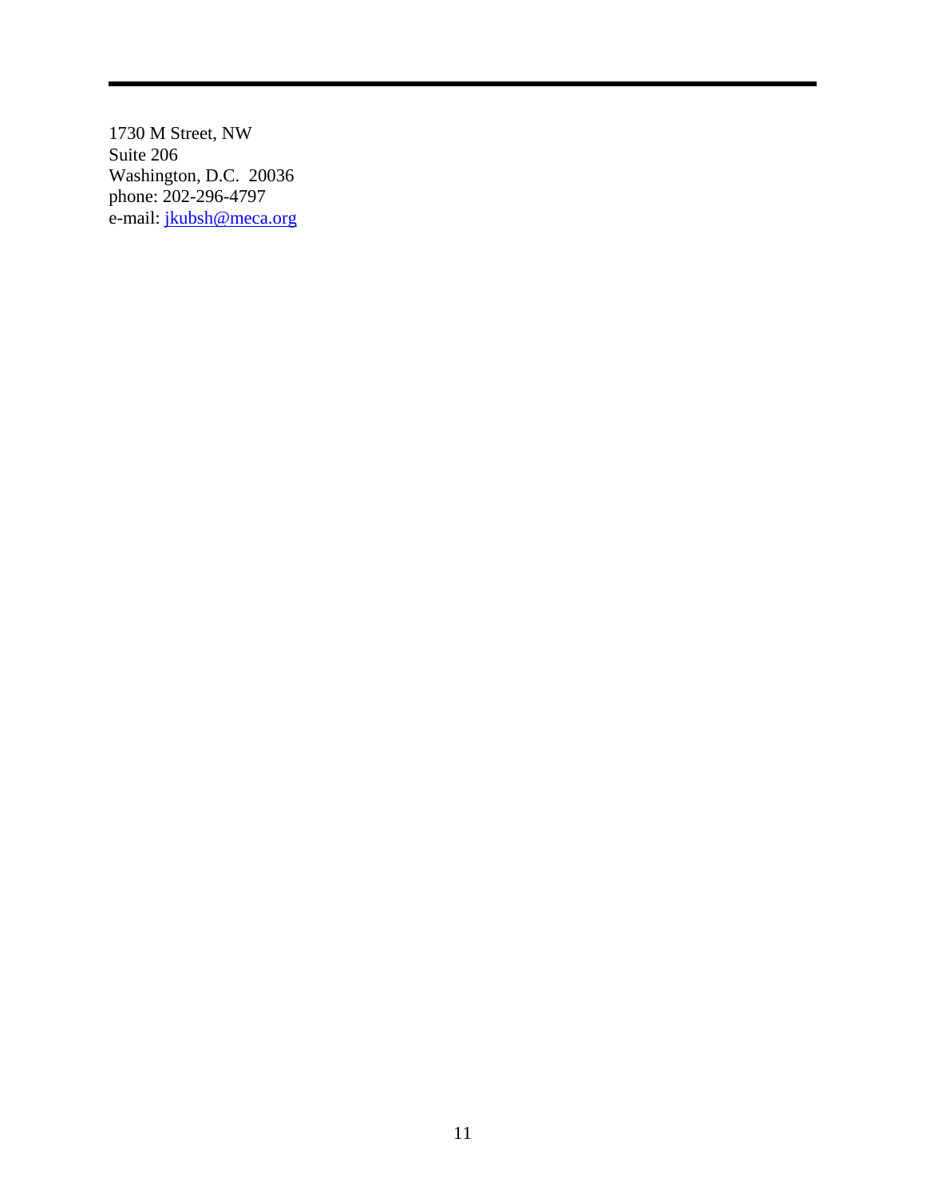---

1730 M Street, NW
Suite 206
Washington, D.C.  20036
phone: 202-296-4797
e-mail: jkubsh@meca.org